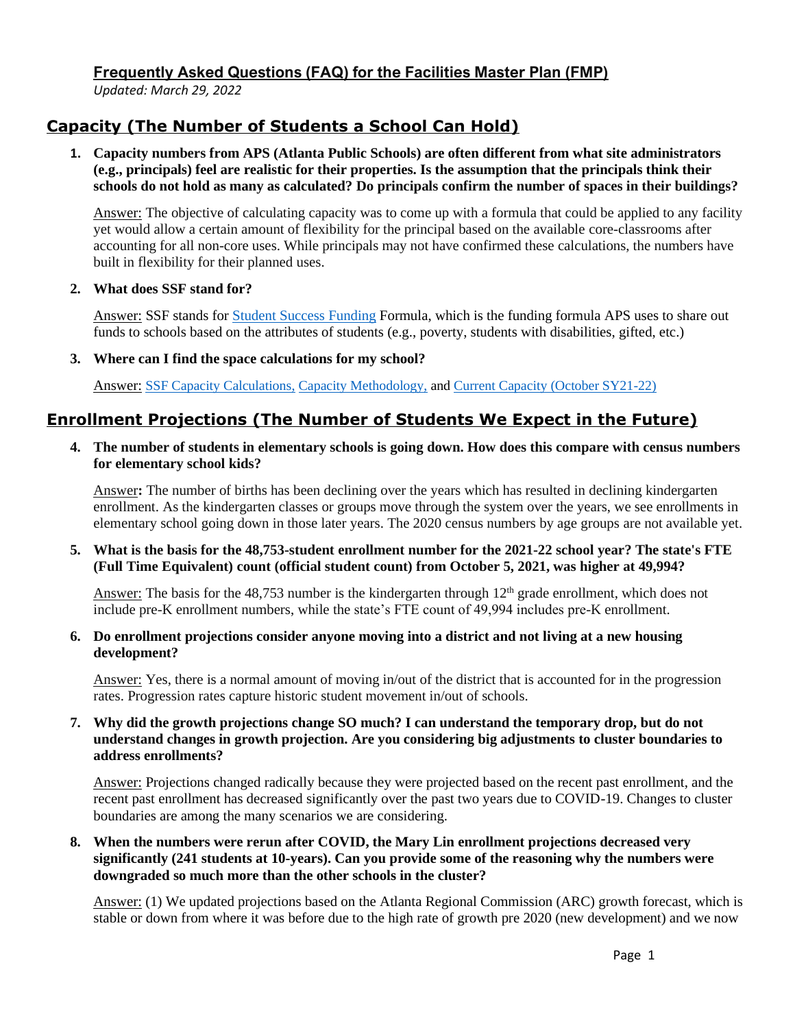# Frequently Asked Questions (FAQ) for the Facilities Master Plan (FMP)

*Updated: March 29, 2022*

## Capacity (The Number of Students a School Can Hold)

**1. Capacity numbers from APS (Atlanta Public Schools) are often different from what site administrators (e.g., principals) feel are realistic for their properties. Is the assumption that the principals think their schools do not hold as many as calculated? Do principals confirm the number of spaces in their buildings?**

Answer: The objective of calculating capacity was to come up with a formula that could be applied to any facility yet would allow a certain amount of flexibility for the principal based on the available core-classrooms after accounting for all non-core uses. While principals may not have confirmed these calculations, the numbers have built in flexibility for their planned uses.

**2. What does SSF stand for?**

Answer: SSF stands for Student Success Funding Formula, which is the funding formula APS uses to share out funds to schools based on the attributes of students (e.g., poverty, students with disabilities, gifted, etc.)

**3. Where can I find the space calculations for my school?**

Answer: SSF Capacity Calculations, Capacity Methodology, and Current Capacity (October SY21-22)

## Enrollment Projections (The Number of Students We Expect in the Future)

**4. The number of students in elementary schools is going down. How does this compare with census numbers for elementary school kids?**

Answer**:** The number of births has been declining over the years which has resulted in declining kindergarten enrollment. As the kindergarten classes or groups move through the system over the years, we see enrollments in elementary school going down in those later years. The 2020 census numbers by age groups are not available yet.

**5. What is the basis for the 48,753-student enrollment number for the 2021-22 school year? The state's FTE (Full Time Equivalent) count (official student count) from October 5, 2021, was higher at 49,994?**

Answer: The basis for the 48,753 number is the kindergarten through 12th grade enrollment, which does not include pre-K enrollment numbers, while the state's FTE count of 49,994 includes pre-K enrollment.

**6. Do enrollment projections consider anyone moving into a district and not living at a new housing development?**

Answer: Yes, there is a normal amount of moving in/out of the district that is accounted for in the progression rates. Progression rates capture historic student movement in/out of schools.

**7. Why did the growth projections change SO much? I can understand the temporary drop, but do not understand changes in growth projection. Are you considering big adjustments to cluster boundaries to address enrollments?**

Answer: Projections changed radically because they were projected based on the recent past enrollment, and the recent past enrollment has decreased significantly over the past two years due to COVID-19. Changes to cluster boundaries are among the many scenarios we are considering.

**8. When the numbers were rerun after COVID, the Mary Lin enrollment projections decreased very significantly (241 students at 10-years). Can you provide some of the reasoning why the numbers were downgraded so much more than the other schools in the cluster?**

Answer: (1) We updated projections based on the Atlanta Regional Commission (ARC) growth forecast, which is stable or down from where it was before due to the high rate of growth pre 2020 (new development) and we now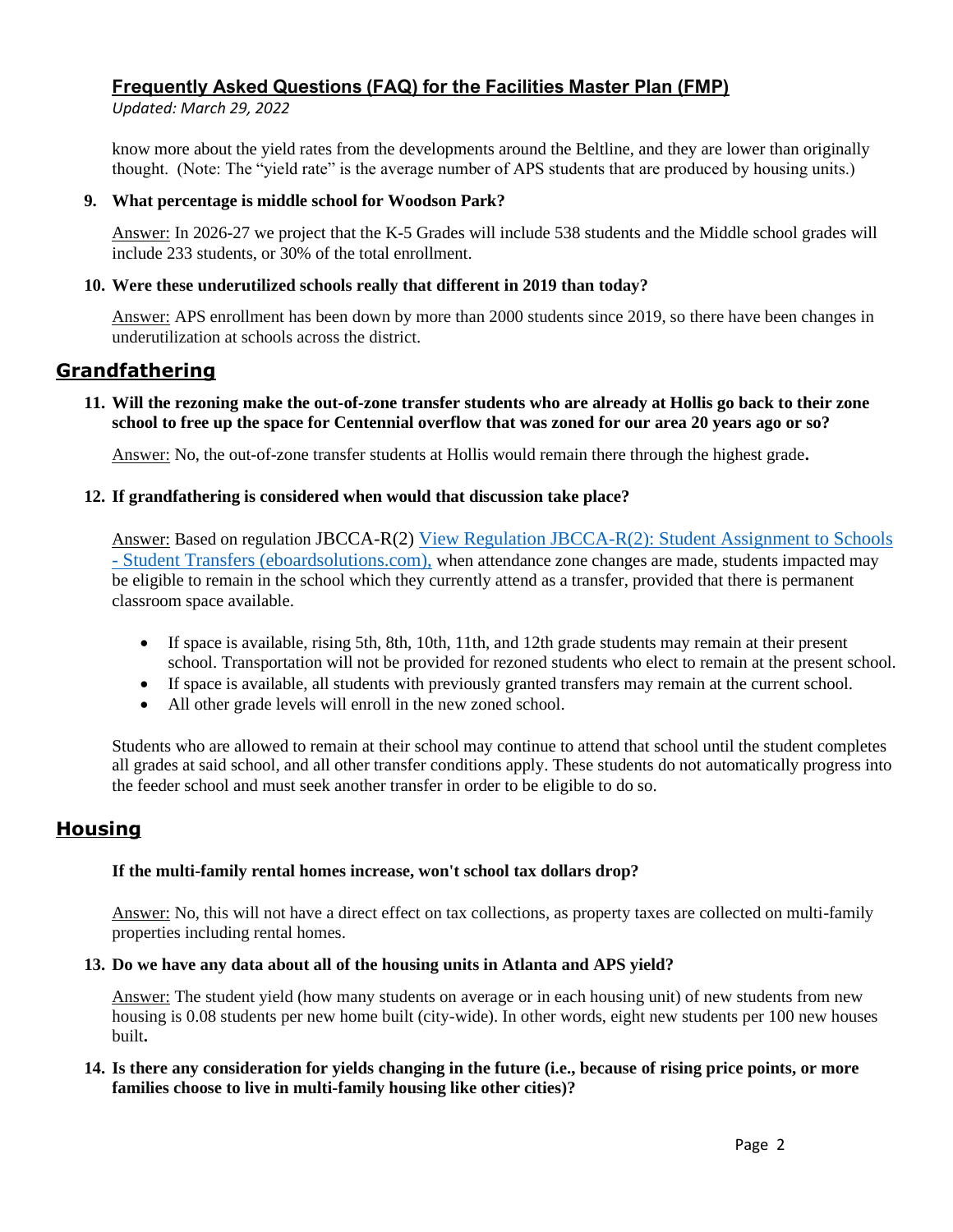know more about the yield rates from the developments around the Beltline, and they are lower than originally thought. (Note: The "yield rate" is the average number of APS students that are produced by housing units.)

**9. What percentage is middle school for Woodson Park?**

Answer: In 2026-27 we project that the K-5 Grades will include 538 students and the Middle school grades will include 233 students, or 30% of the total enrollment.

**10. Were these underutilized schools really that different in 2019 than today?**

Answer: APS enrollment has been down by more than 2000 students since 2019, so there have been changes in underutilization at schools across the district.

## Grandfathering

**11. Will the rezoning make the out-of-zone transfer students who are already at Hollis go back to their zone school to free up the space for Centennial overflow that was zoned for our area 20 years ago or so?**

Answer: No, the out-of-zone transfer students at Hollis would remain there through the highest grade**.**

**12. If grandfathering is considered when would that discussion take place?**

Answer: Based on regulation JBCCA-R(2) [View Regulation JBCCA-R(2): Student Assignment to Schools - Student Transfers (eboardsolutions.com),](eboardsolutions.com) when attendance zone changes are made, students impacted may be eligible to remain in the school which they currently attend as a transfer, provided that there is permanent classroom space available.

- If space is available, rising 5th, 8th, 10th, 11th, and 12th grade students may remain at their present school. Transportation will not be provided for rezoned students who elect to remain at the present school.
- If space is available, all students with previously granted transfers may remain at the current school.
- All other grade levels will enroll in the new zoned school.

Students who are allowed to remain at their school may continue to attend that school until the student completes all grades at said school, and all other transfer conditions apply. These students do not automatically progress into the feeder school and must seek another transfer in order to be eligible to do so.

## Housing

**If the multi-family rental homes increase, won't school tax dollars drop?**

Answer: No, this will not have a direct effect on tax collections, as property taxes are collected on multi-family properties including rental homes.

**13. Do we have any data about all of the housing units in Atlanta and APS yield?**

Answer: The student yield (how many students on average or in each housing unit) of new students from new housing is 0.08 students per new home built (city-wide). In other words, eight new students per 100 new houses built**.**

**14. Is there any consideration for yields changing in the future (i.e., because of rising price points, or more families choose to live in multi-family housing like other cities)?**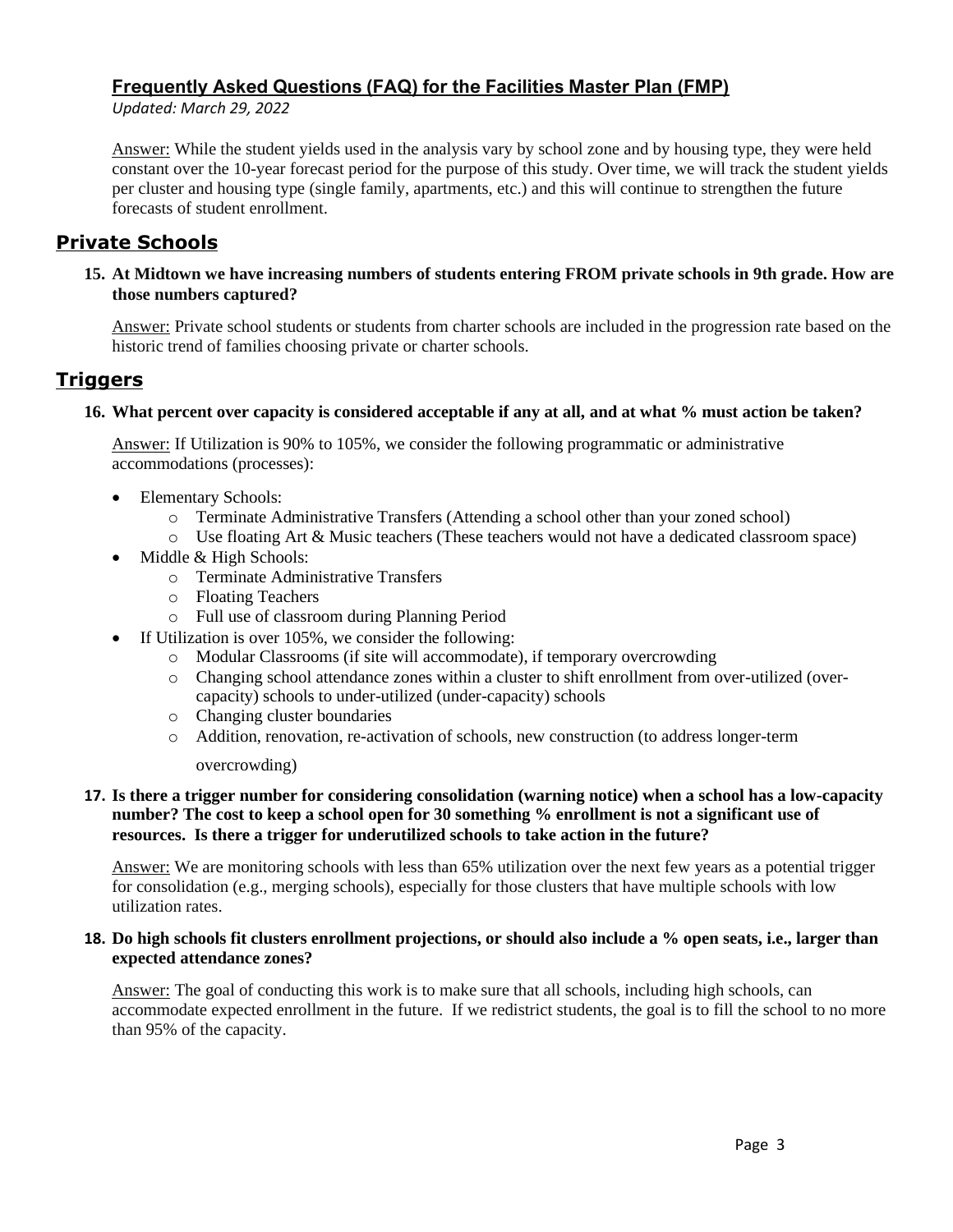Answer: While the student yields used in the analysis vary by school zone and by housing type, they were held constant over the 10-year forecast period for the purpose of this study. Over time, we will track the student yields per cluster and housing type (single family, apartments, etc.) and this will continue to strengthen the future forecasts of student enrollment.

## Private Schools

**15. At Midtown we have increasing numbers of students entering FROM private schools in 9th grade. How are those numbers captured?**

Answer: Private school students or students from charter schools are included in the progression rate based on the historic trend of families choosing private or charter schools.

## Triggers

**16. What percent over capacity is considered acceptable if any at all, and at what % must action be taken?**

Answer: If Utilization is 90% to 105%, we consider the following programmatic or administrative accommodations (processes):

- Elementary Schools:
  - Terminate Administrative Transfers (Attending a school other than your zoned school)
  - Use floating Art & Music teachers (These teachers would not have a dedicated classroom space)
- Middle & High Schools:
  - Terminate Administrative Transfers
  - Floating Teachers
  - Full use of classroom during Planning Period
- If Utilization is over 105%, we consider the following:
  - Modular Classrooms (if site will accommodate), if temporary overcrowding
  - Changing school attendance zones within a cluster to shift enrollment from over-utilized (over-capacity) schools to under-utilized (under-capacity) schools
  - Changing cluster boundaries
  - Addition, renovation, re-activation of schools, new construction (to address longer-term overcrowding)

**17. Is there a trigger number for considering consolidation (warning notice) when a school has a low-capacity number? The cost to keep a school open for 30 something % enrollment is not a significant use of resources. Is there a trigger for underutilized schools to take action in the future?**

Answer: We are monitoring schools with less than 65% utilization over the next few years as a potential trigger for consolidation (e.g., merging schools), especially for those clusters that have multiple schools with low utilization rates.

**18. Do high schools fit clusters enrollment projections, or should also include a % open seats, i.e., larger than expected attendance zones?**

Answer: The goal of conducting this work is to make sure that all schools, including high schools, can accommodate expected enrollment in the future. If we redistrict students, the goal is to fill the school to no more than 95% of the capacity.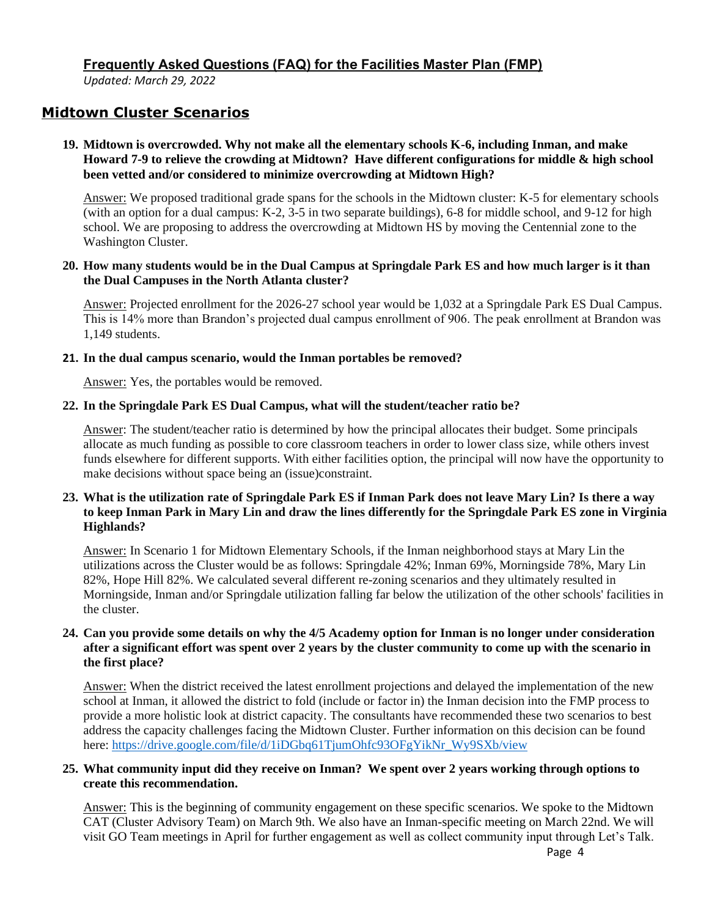## Frequently Asked Questions (FAQ) for the Facilities Master Plan (FMP)

*Updated: March 29, 2022*

## Midtown Cluster Scenarios

**19. Midtown is overcrowded. Why not make all the elementary schools K-6, including Inman, and make Howard 7-9 to relieve the crowding at Midtown? Have different configurations for middle & high school been vetted and/or considered to minimize overcrowding at Midtown High?**

Answer: We proposed traditional grade spans for the schools in the Midtown cluster: K-5 for elementary schools (with an option for a dual campus: K-2, 3-5 in two separate buildings), 6-8 for middle school, and 9-12 for high school. We are proposing to address the overcrowding at Midtown HS by moving the Centennial zone to the Washington Cluster.

**20. How many students would be in the Dual Campus at Springdale Park ES and how much larger is it than the Dual Campuses in the North Atlanta cluster?**

Answer: Projected enrollment for the 2026-27 school year would be 1,032 at a Springdale Park ES Dual Campus. This is 14% more than Brandon's projected dual campus enrollment of 906. The peak enrollment at Brandon was 1,149 students.

**21. In the dual campus scenario, would the Inman portables be removed?**

Answer: Yes, the portables would be removed.

**22. In the Springdale Park ES Dual Campus, what will the student/teacher ratio be?**

Answer: The student/teacher ratio is determined by how the principal allocates their budget. Some principals allocate as much funding as possible to core classroom teachers in order to lower class size, while others invest funds elsewhere for different supports. With either facilities option, the principal will now have the opportunity to make decisions without space being an (issue)constraint.

**23. What is the utilization rate of Springdale Park ES if Inman Park does not leave Mary Lin? Is there a way to keep Inman Park in Mary Lin and draw the lines differently for the Springdale Park ES zone in Virginia Highlands?**

Answer: In Scenario 1 for Midtown Elementary Schools, if the Inman neighborhood stays at Mary Lin the utilizations across the Cluster would be as follows: Springdale 42%; Inman 69%, Morningside 78%, Mary Lin 82%, Hope Hill 82%. We calculated several different re-zoning scenarios and they ultimately resulted in Morningside, Inman and/or Springdale utilization falling far below the utilization of the other schools' facilities in the cluster.

**24. Can you provide some details on why the 4/5 Academy option for Inman is no longer under consideration after a significant effort was spent over 2 years by the cluster community to come up with the scenario in the first place?**

Answer: When the district received the latest enrollment projections and delayed the implementation of the new school at Inman, it allowed the district to fold (include or factor in) the Inman decision into the FMP process to provide a more holistic look at district capacity. The consultants have recommended these two scenarios to best address the capacity challenges facing the Midtown Cluster. Further information on this decision can be found here: https://drive.google.com/file/d/1iDGbq61TjumOhfc93OFgYikNr_Wy9SXb/view

**25. What community input did they receive on Inman? We spent over 2 years working through options to create this recommendation.**

Answer: This is the beginning of community engagement on these specific scenarios. We spoke to the Midtown CAT (Cluster Advisory Team) on March 9th. We also have an Inman-specific meeting on March 22nd. We will visit GO Team meetings in April for further engagement as well as collect community input through Let's Talk.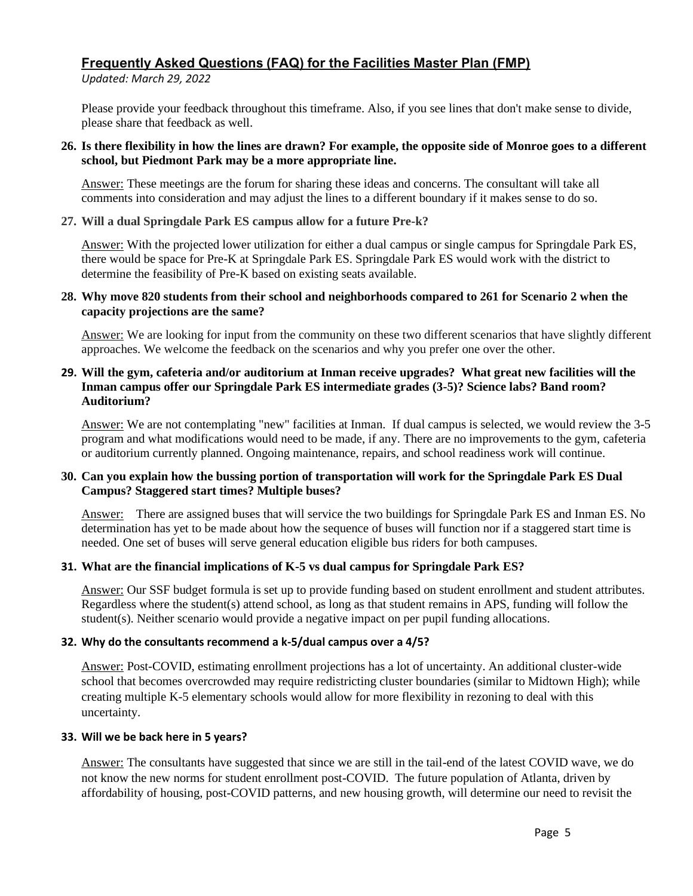## Frequently Asked Questions (FAQ) for the Facilities Master Plan (FMP)

*Updated: March 29, 2022*

Please provide your feedback throughout this timeframe. Also, if you see lines that don't make sense to divide, please share that feedback as well.

**26. Is there flexibility in how the lines are drawn? For example, the opposite side of Monroe goes to a different school, but Piedmont Park may be a more appropriate line.**

Answer: These meetings are the forum for sharing these ideas and concerns. The consultant will take all comments into consideration and may adjust the lines to a different boundary if it makes sense to do so.

**27. Will a dual Springdale Park ES campus allow for a future Pre-k?**

Answer: With the projected lower utilization for either a dual campus or single campus for Springdale Park ES, there would be space for Pre-K at Springdale Park ES. Springdale Park ES would work with the district to determine the feasibility of Pre-K based on existing seats available.

**28. Why move 820 students from their school and neighborhoods compared to 261 for Scenario 2 when the capacity projections are the same?**

Answer: We are looking for input from the community on these two different scenarios that have slightly different approaches. We welcome the feedback on the scenarios and why you prefer one over the other.

**29. Will the gym, cafeteria and/or auditorium at Inman receive upgrades? What great new facilities will the Inman campus offer our Springdale Park ES intermediate grades (3-5)? Science labs? Band room? Auditorium?**

Answer: We are not contemplating "new" facilities at Inman. If dual campus is selected, we would review the 3-5 program and what modifications would need to be made, if any. There are no improvements to the gym, cafeteria or auditorium currently planned. Ongoing maintenance, repairs, and school readiness work will continue.

**30. Can you explain how the bussing portion of transportation will work for the Springdale Park ES Dual Campus? Staggered start times? Multiple buses?**

Answer: There are assigned buses that will service the two buildings for Springdale Park ES and Inman ES. No determination has yet to be made about how the sequence of buses will function nor if a staggered start time is needed. One set of buses will serve general education eligible bus riders for both campuses.

**31. What are the financial implications of K-5 vs dual campus for Springdale Park ES?**

Answer: Our SSF budget formula is set up to provide funding based on student enrollment and student attributes. Regardless where the student(s) attend school, as long as that student remains in APS, funding will follow the student(s). Neither scenario would provide a negative impact on per pupil funding allocations.

**32. Why do the consultants recommend a k-5/dual campus over a 4/5?**

Answer: Post-COVID, estimating enrollment projections has a lot of uncertainty. An additional cluster-wide school that becomes overcrowded may require redistricting cluster boundaries (similar to Midtown High); while creating multiple K-5 elementary schools would allow for more flexibility in rezoning to deal with this uncertainty.

**33. Will we be back here in 5 years?**

Answer: The consultants have suggested that since we are still in the tail-end of the latest COVID wave, we do not know the new norms for student enrollment post-COVID. The future population of Atlanta, driven by affordability of housing, post-COVID patterns, and new housing growth, will determine our need to revisit the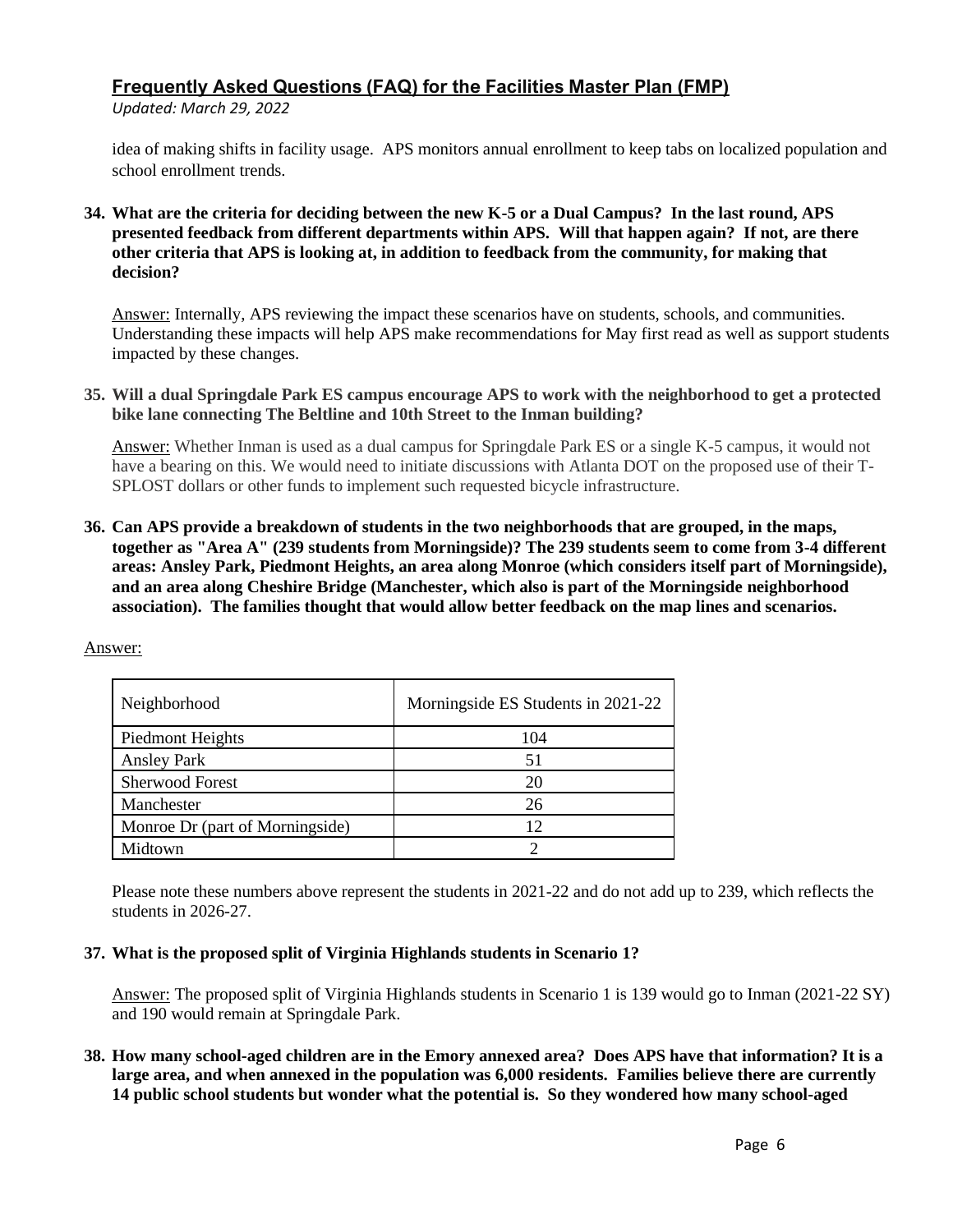idea of making shifts in facility usage. APS monitors annual enrollment to keep tabs on localized population and school enrollment trends.

**34. What are the criteria for deciding between the new K-5 or a Dual Campus? In the last round, APS presented feedback from different departments within APS. Will that happen again? If not, are there other criteria that APS is looking at, in addition to feedback from the community, for making that decision?**

Answer: Internally, APS reviewing the impact these scenarios have on students, schools, and communities. Understanding these impacts will help APS make recommendations for May first read as well as support students impacted by these changes.

**35. Will a dual Springdale Park ES campus encourage APS to work with the neighborhood to get a protected bike lane connecting The Beltline and 10th Street to the Inman building?**

Answer: Whether Inman is used as a dual campus for Springdale Park ES or a single K-5 campus, it would not have a bearing on this. We would need to initiate discussions with Atlanta DOT on the proposed use of their T-SPLOST dollars or other funds to implement such requested bicycle infrastructure.

**36. Can APS provide a breakdown of students in the two neighborhoods that are grouped, in the maps, together as "Area A" (239 students from Morningside)? The 239 students seem to come from 3-4 different areas: Ansley Park, Piedmont Heights, an area along Monroe (which considers itself part of Morningside), and an area along Cheshire Bridge (Manchester, which also is part of the Morningside neighborhood association). The families thought that would allow better feedback on the map lines and scenarios.**

Answer:

| Neighborhood | Morningside ES Students in 2021-22 |
|---|---|
| Piedmont Heights | 104 |
| Ansley Park | 51 |
| Sherwood Forest | 20 |
| Manchester | 26 |
| Monroe Dr (part of Morningside) | 12 |
| Midtown | 2 |

Please note these numbers above represent the students in 2021-22 and do not add up to 239, which reflects the students in 2026-27.

**37. What is the proposed split of Virginia Highlands students in Scenario 1?**

Answer: The proposed split of Virginia Highlands students in Scenario 1 is 139 would go to Inman (2021-22 SY) and 190 would remain at Springdale Park.

**38. How many school-aged children are in the Emory annexed area? Does APS have that information? It is a large area, and when annexed in the population was 6,000 residents. Families believe there are currently 14 public school students but wonder what the potential is. So they wondered how many school-aged**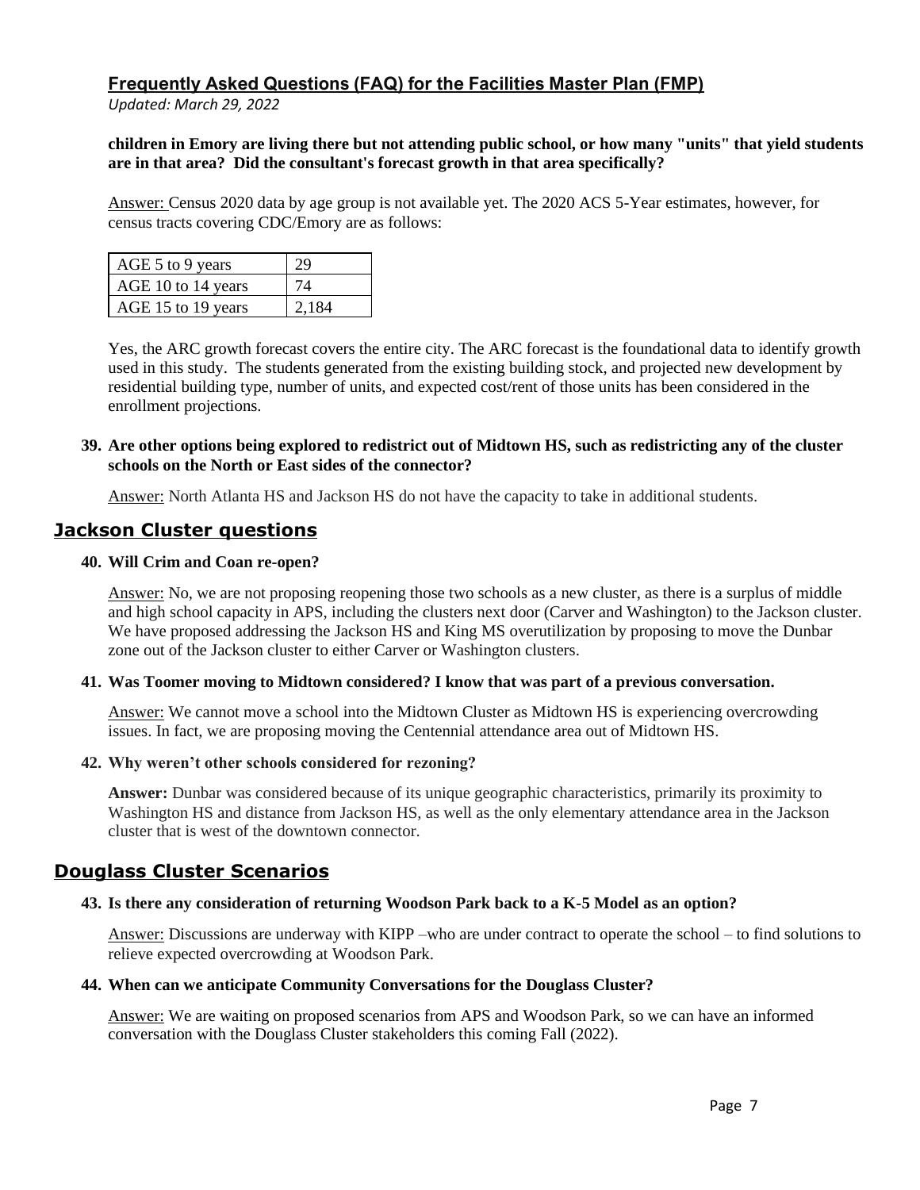## Frequently Asked Questions (FAQ) for the Facilities Master Plan (FMP)

*Updated: March 29, 2022*

**children in Emory are living there but not attending public school, or how many "units" that yield students are in that area? Did the consultant's forecast growth in that area specifically?**

Answer: Census 2020 data by age group is not available yet. The 2020 ACS 5-Year estimates, however, for census tracts covering CDC/Emory are as follows:

| | |
|---|---|
| AGE 5 to 9 years | 29 |
| AGE 10 to 14 years | 74 |
| AGE 15 to 19 years | 2,184 |

Yes, the ARC growth forecast covers the entire city. The ARC forecast is the foundational data to identify growth used in this study. The students generated from the existing building stock, and projected new development by residential building type, number of units, and expected cost/rent of those units has been considered in the enrollment projections.

**39. Are other options being explored to redistrict out of Midtown HS, such as redistricting any of the cluster schools on the North or East sides of the connector?**

Answer: North Atlanta HS and Jackson HS do not have the capacity to take in additional students.

## Jackson Cluster questions

**40. Will Crim and Coan re-open?**

Answer: No, we are not proposing reopening those two schools as a new cluster, as there is a surplus of middle and high school capacity in APS, including the clusters next door (Carver and Washington) to the Jackson cluster. We have proposed addressing the Jackson HS and King MS overutilization by proposing to move the Dunbar zone out of the Jackson cluster to either Carver or Washington clusters.

**41. Was Toomer moving to Midtown considered? I know that was part of a previous conversation.**

Answer: We cannot move a school into the Midtown Cluster as Midtown HS is experiencing overcrowding issues. In fact, we are proposing moving the Centennial attendance area out of Midtown HS.

**42. Why weren't other schools considered for rezoning?**

**Answer:** Dunbar was considered because of its unique geographic characteristics, primarily its proximity to Washington HS and distance from Jackson HS, as well as the only elementary attendance area in the Jackson cluster that is west of the downtown connector.

## Douglass Cluster Scenarios

**43. Is there any consideration of returning Woodson Park back to a K-5 Model as an option?**

Answer: Discussions are underway with KIPP –who are under contract to operate the school – to find solutions to relieve expected overcrowding at Woodson Park.

**44. When can we anticipate Community Conversations for the Douglass Cluster?**

Answer: We are waiting on proposed scenarios from APS and Woodson Park, so we can have an informed conversation with the Douglass Cluster stakeholders this coming Fall (2022).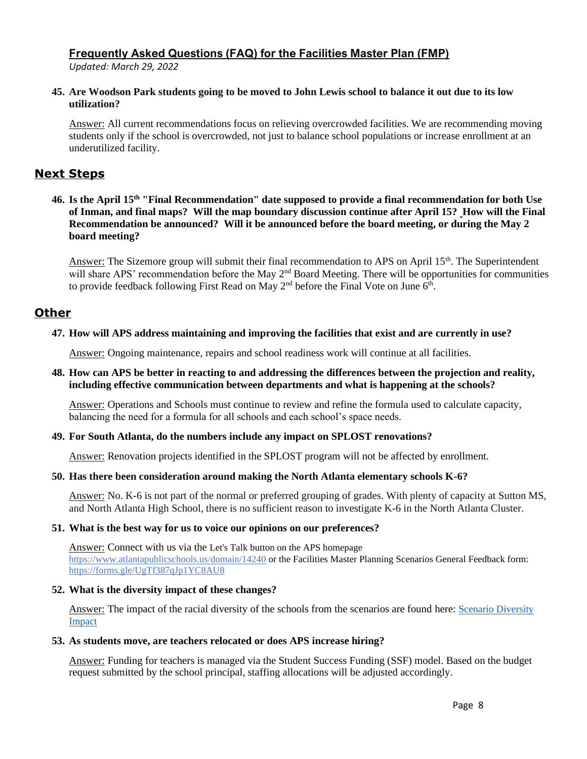## Frequently Asked Questions (FAQ) for the Facilities Master Plan (FMP)

*Updated: March 29, 2022*

**45. Are Woodson Park students going to be moved to John Lewis school to balance it out due to its low utilization?**

Answer: All current recommendations focus on relieving overcrowded facilities. We are recommending moving students only if the school is overcrowded, not just to balance school populations or increase enrollment at an underutilized facility.

## Next Steps

**46. Is the April 15th "Final Recommendation" date supposed to provide a final recommendation for both Use of Inman, and final maps? Will the map boundary discussion continue after April 15? How will the Final Recommendation be announced? Will it be announced before the board meeting, or during the May 2 board meeting?**

Answer: The Sizemore group will submit their final recommendation to APS on April 15th. The Superintendent will share APS' recommendation before the May 2nd Board Meeting. There will be opportunities for communities to provide feedback following First Read on May 2nd before the Final Vote on June 6th.

## Other

**47. How will APS address maintaining and improving the facilities that exist and are currently in use?**

Answer: Ongoing maintenance, repairs and school readiness work will continue at all facilities.

**48. How can APS be better in reacting to and addressing the differences between the projection and reality, including effective communication between departments and what is happening at the schools?**

Answer: Operations and Schools must continue to review and refine the formula used to calculate capacity, balancing the need for a formula for all schools and each school's space needs.

**49. For South Atlanta, do the numbers include any impact on SPLOST renovations?**

Answer: Renovation projects identified in the SPLOST program will not be affected by enrollment.

**50. Has there been consideration around making the North Atlanta elementary schools K-6?**

Answer: No. K-6 is not part of the normal or preferred grouping of grades. With plenty of capacity at Sutton MS, and North Atlanta High School, there is no sufficient reason to investigate K-6 in the North Atlanta Cluster.

**51. What is the best way for us to voice our opinions on our preferences?**

Answer: Connect with us via the Let's Talk button on the APS homepage https://www.atlantapublicschools.us/domain/14240 or the Facilities Master Planning Scenarios General Feedback form: https://forms.gle/UgTf387qJp1YC8AU8

**52. What is the diversity impact of these changes?**

Answer: The impact of the racial diversity of the schools from the scenarios are found here: Scenario Diversity Impact

**53. As students move, are teachers relocated or does APS increase hiring?**

Answer: Funding for teachers is managed via the Student Success Funding (SSF) model. Based on the budget request submitted by the school principal, staffing allocations will be adjusted accordingly.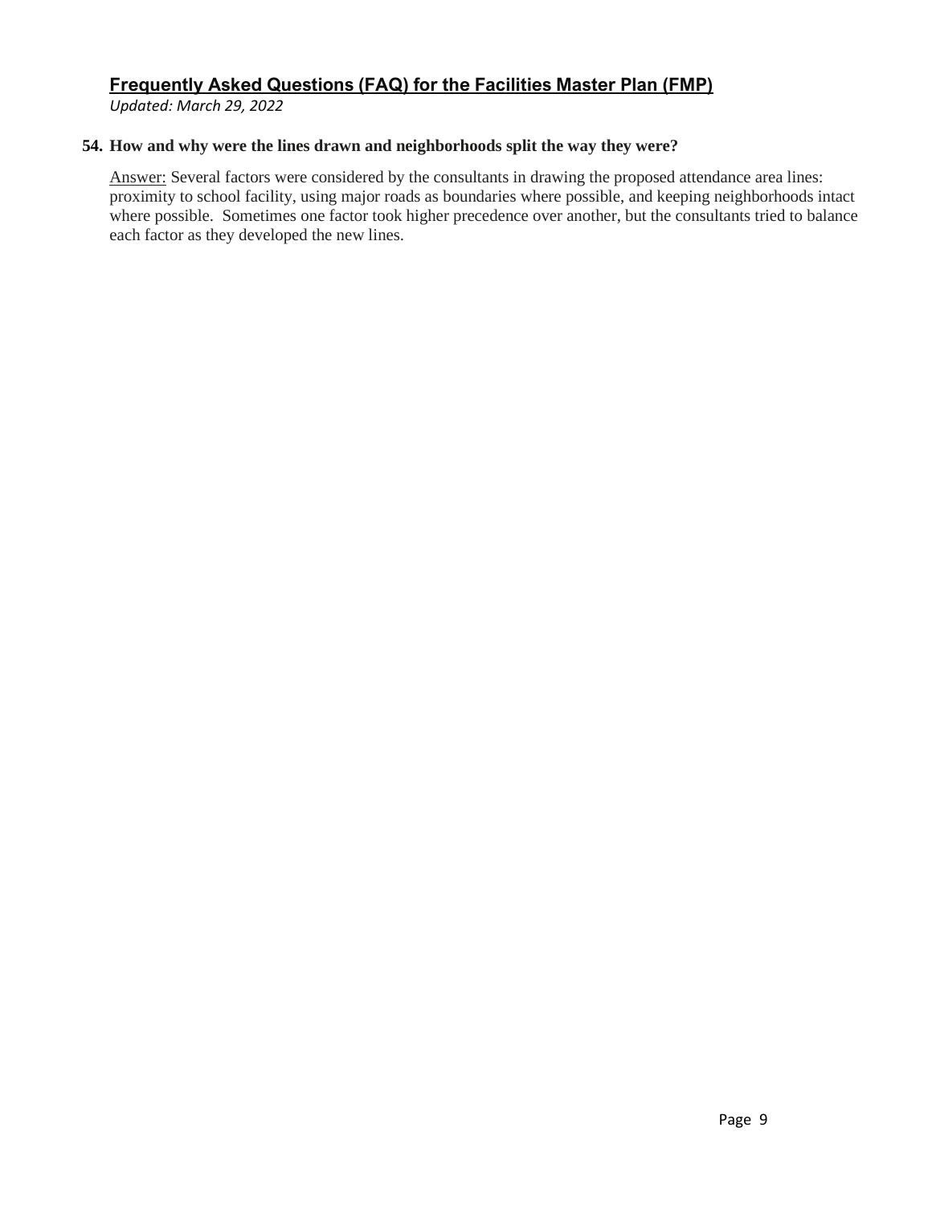## Frequently Asked Questions (FAQ) for the Facilities Master Plan (FMP)

*Updated: March 29, 2022*

**54. How and why were the lines drawn and neighborhoods split the way they were?**

Answer: Several factors were considered by the consultants in drawing the proposed attendance area lines: proximity to school facility, using major roads as boundaries where possible, and keeping neighborhoods intact where possible. Sometimes one factor took higher precedence over another, but the consultants tried to balance each factor as they developed the new lines.